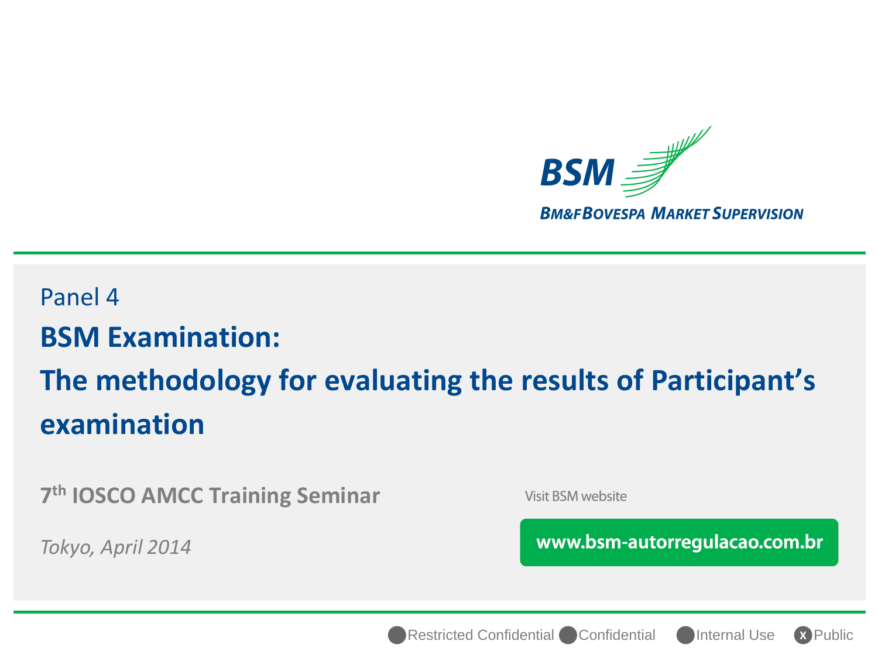BSM

BM&F BOVESPA MARKET SUPERVISION

Panel 4

# BSM Examination:
# The methodology for evaluating the results of Participant's examination

**7th IOSCO AMCC Training Seminar**

*Tokyo, April 2014*

Visit BSM website

**www.bsm-autorregulacao.com.br**

Restricted Confidential  Confidential  Internal Use  X Public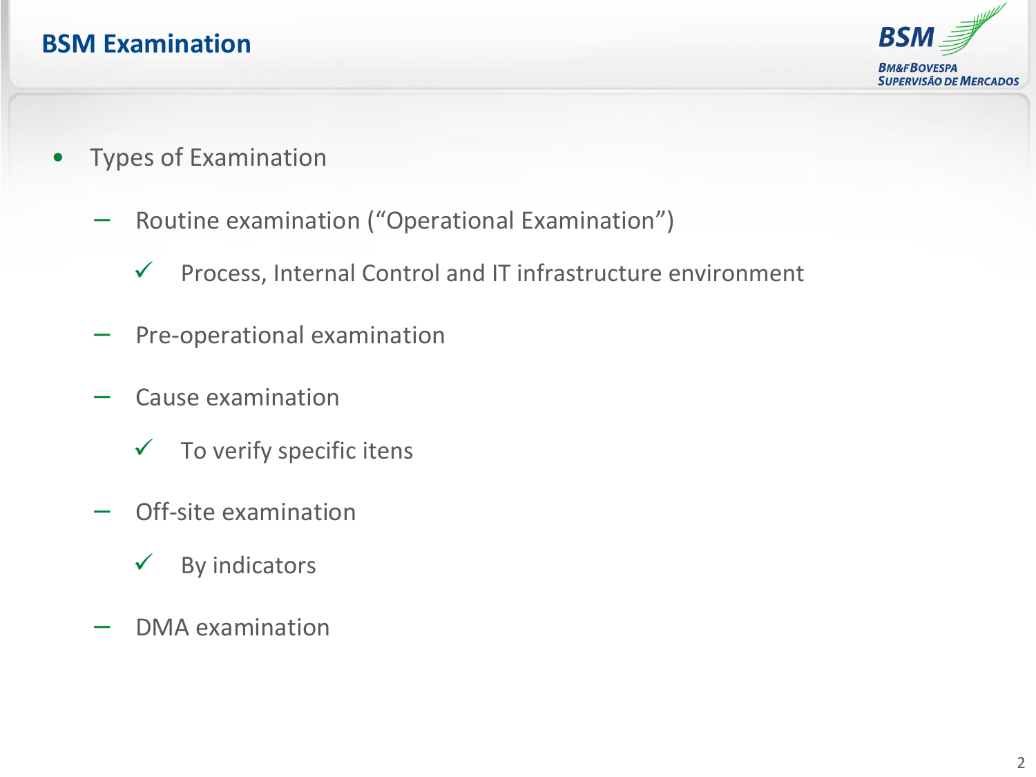# BSM Examination

- Types of Examination
  - Routine examination (“Operational Examination”)
    - ✓ Process, Internal Control and IT infrastructure environment
  - Pre-operational examination
  - Cause examination
    - ✓ To verify specific itens
  - Off-site examination
    - ✓ By indicators
  - DMA examination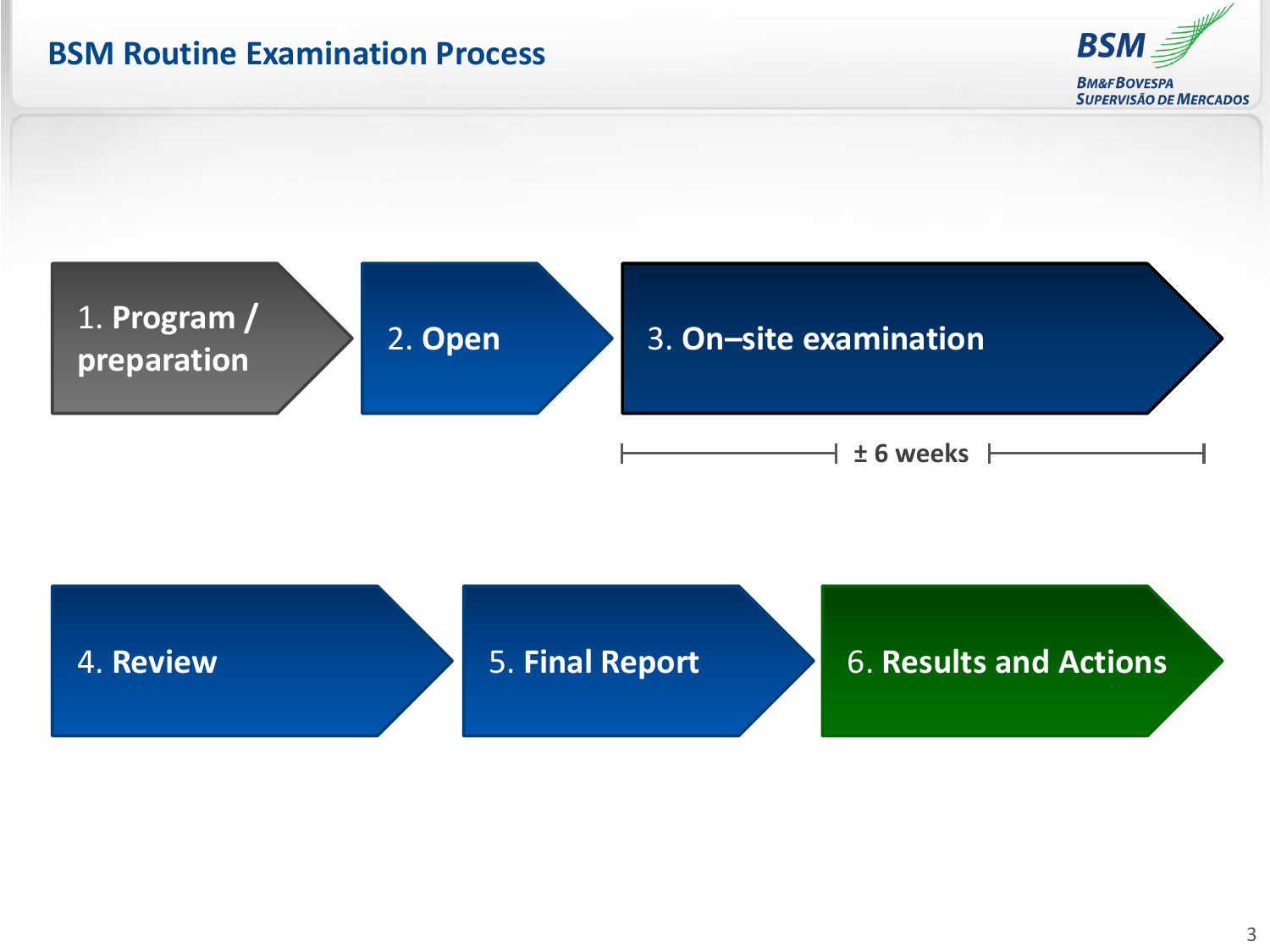# BSM Routine Examination Process

BSM
BM&FBOVESPA SUPERVISÃO DE MERCADOS

1. **Program / preparation**

2. **Open**

3. **On–site examination**

± 6 weeks

4. **Review**

5. **Final Report**

6. **Results and Actions**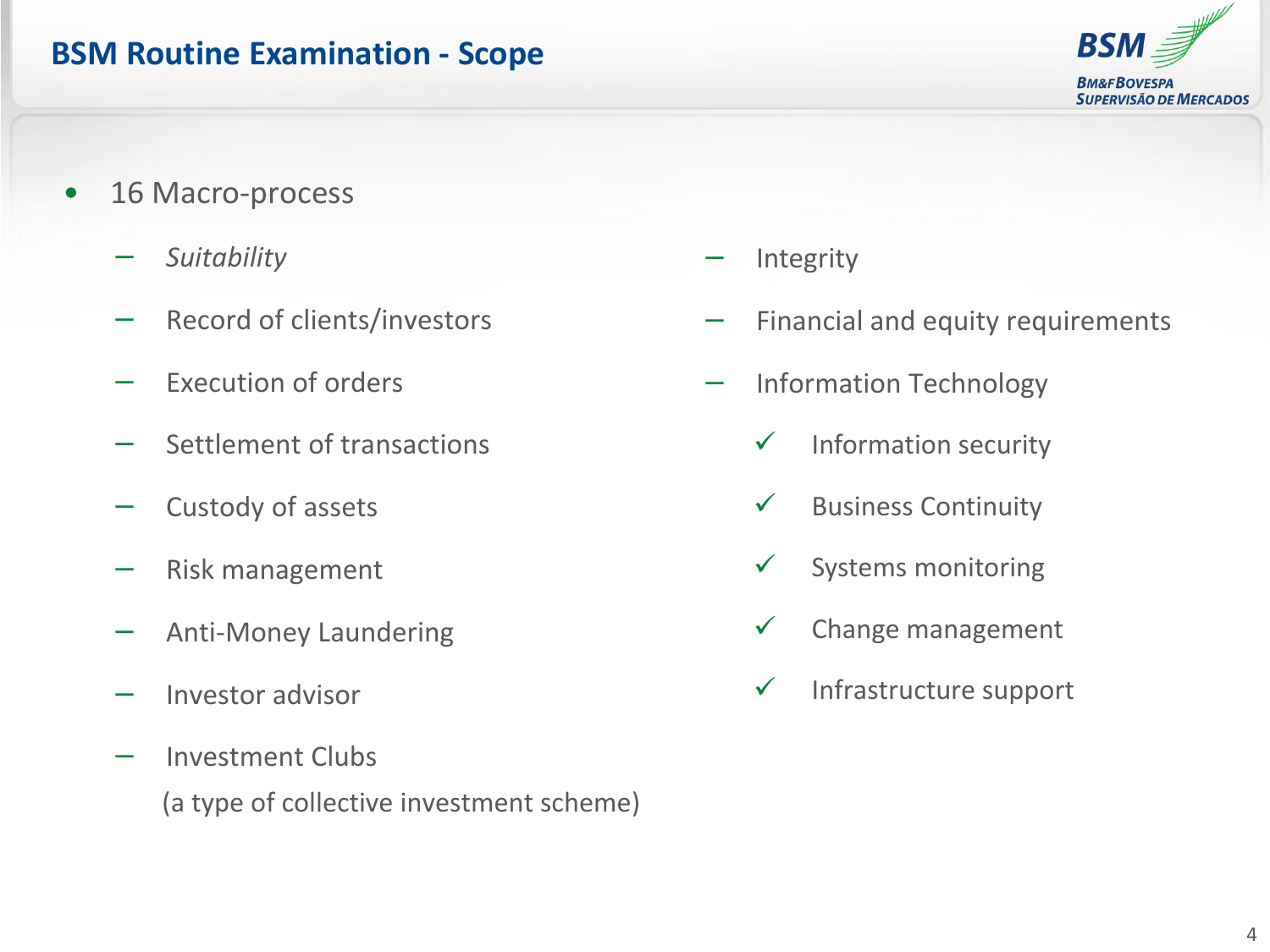# BSM Routine Examination - Scope

- 16 Macro-process
  - *Suitability*
  - Record of clients/investors
  - Execution of orders
  - Settlement of transactions
  - Custody of assets
  - Risk management
  - Anti-Money Laundering
  - Investor advisor
  - Investment Clubs
    (a type of collective investment scheme)
  - Integrity
  - Financial and equity requirements
  - Information Technology
    - ✓ Information security
    - ✓ Business Continuity
    - ✓ Systems monitoring
    - ✓ Change management
    - ✓ Infrastructure support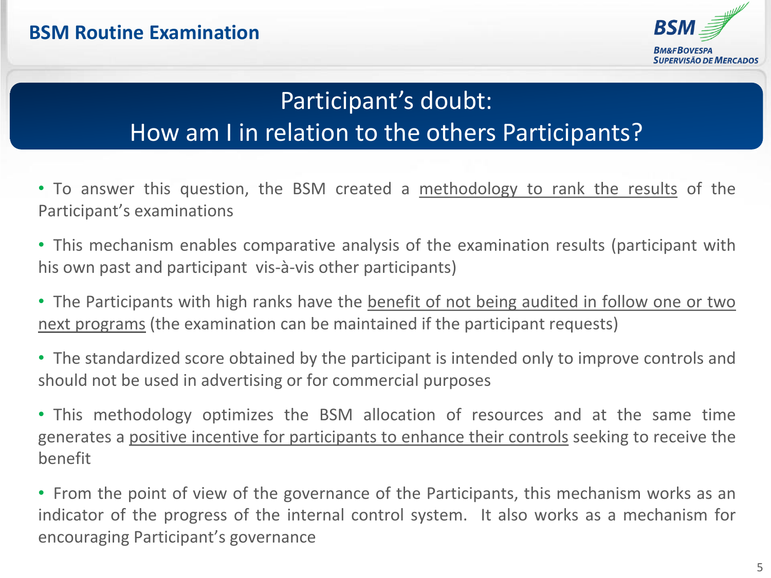## Participant's doubt:
## How am I in relation to the others Participants?

- To answer this question, the BSM created a <u>methodology to rank the results</u> of the Participant's examinations

- This mechanism enables comparative analysis of the examination results (participant with his own past and participant vis-à-vis other participants)

- The Participants with high ranks have the <u>benefit of not being audited in follow one or two next programs</u> (the examination can be maintained if the participant requests)

- The standardized score obtained by the participant is intended only to improve controls and should not be used in advertising or for commercial purposes

- This methodology optimizes the BSM allocation of resources and at the same time generates a <u>positive incentive for participants to enhance their controls</u> seeking to receive the benefit

- From the point of view of the governance of the Participants, this mechanism works as an indicator of the progress of the internal control system. It also works as a mechanism for encouraging Participant's governance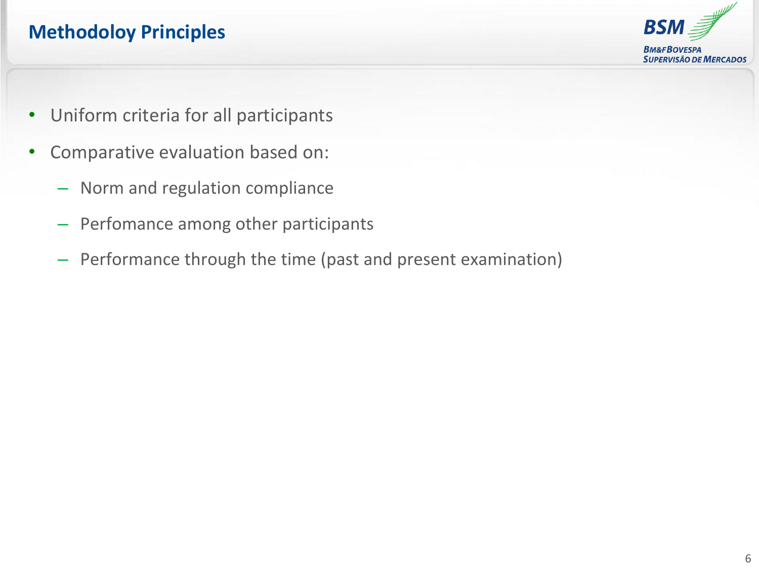# Methodoloy Principles

- Uniform criteria for all participants
- Comparative evaluation based on:
  - Norm and regulation compliance
  - Perfomance among other participants
  - Performance through the time (past and present examination)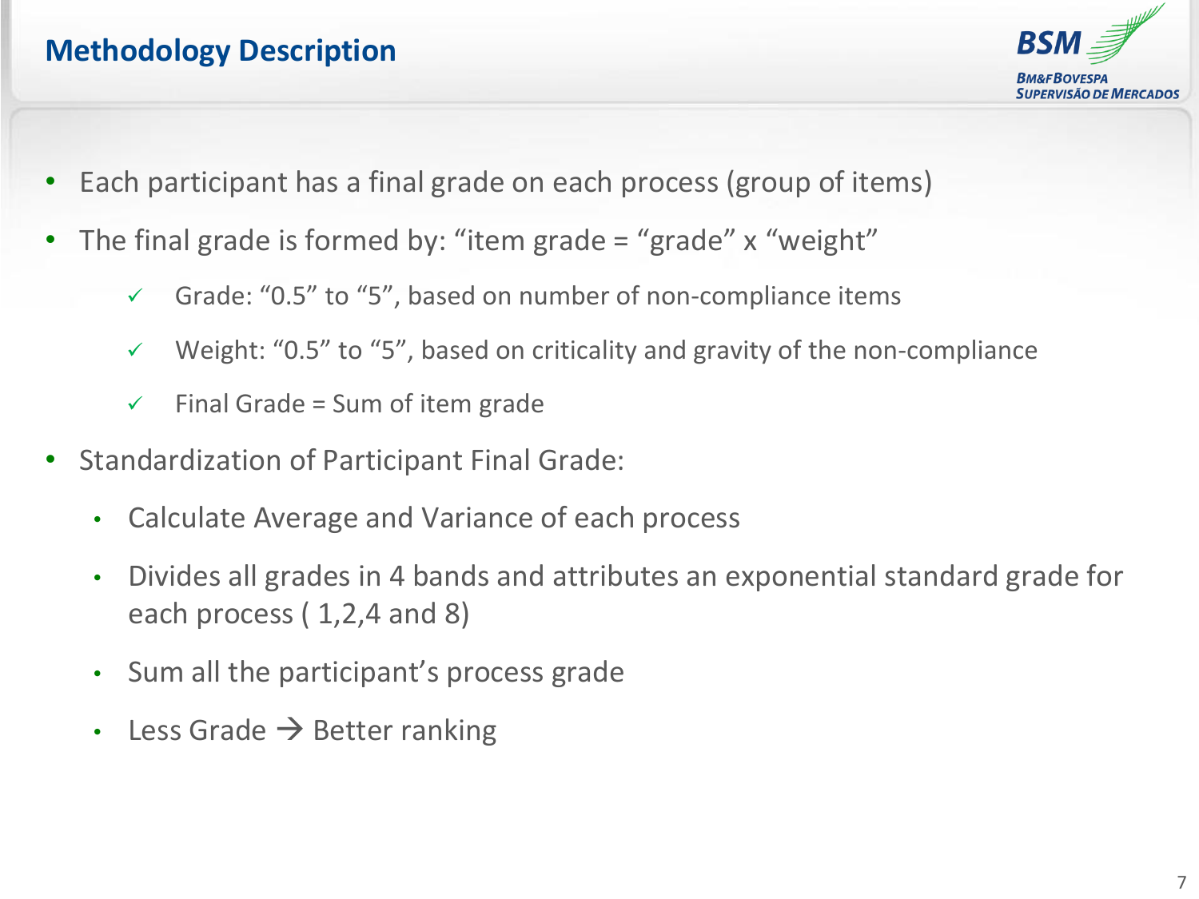# Methodology Description

- Each participant has a final grade on each process (group of items)
- The final grade is formed by: “item grade = “grade” x “weight”
  - ✓ Grade: “0.5” to “5”, based on number of non-compliance items
  - ✓ Weight: “0.5” to “5”, based on criticality and gravity of the non-compliance
  - ✓ Final Grade = Sum of item grade
- Standardization of Participant Final Grade:
  - Calculate Average and Variance of each process
  - Divides all grades in 4 bands and attributes an exponential standard grade for each process ( 1,2,4 and 8)
  - Sum all the participant’s process grade
  - Less Grade → Better ranking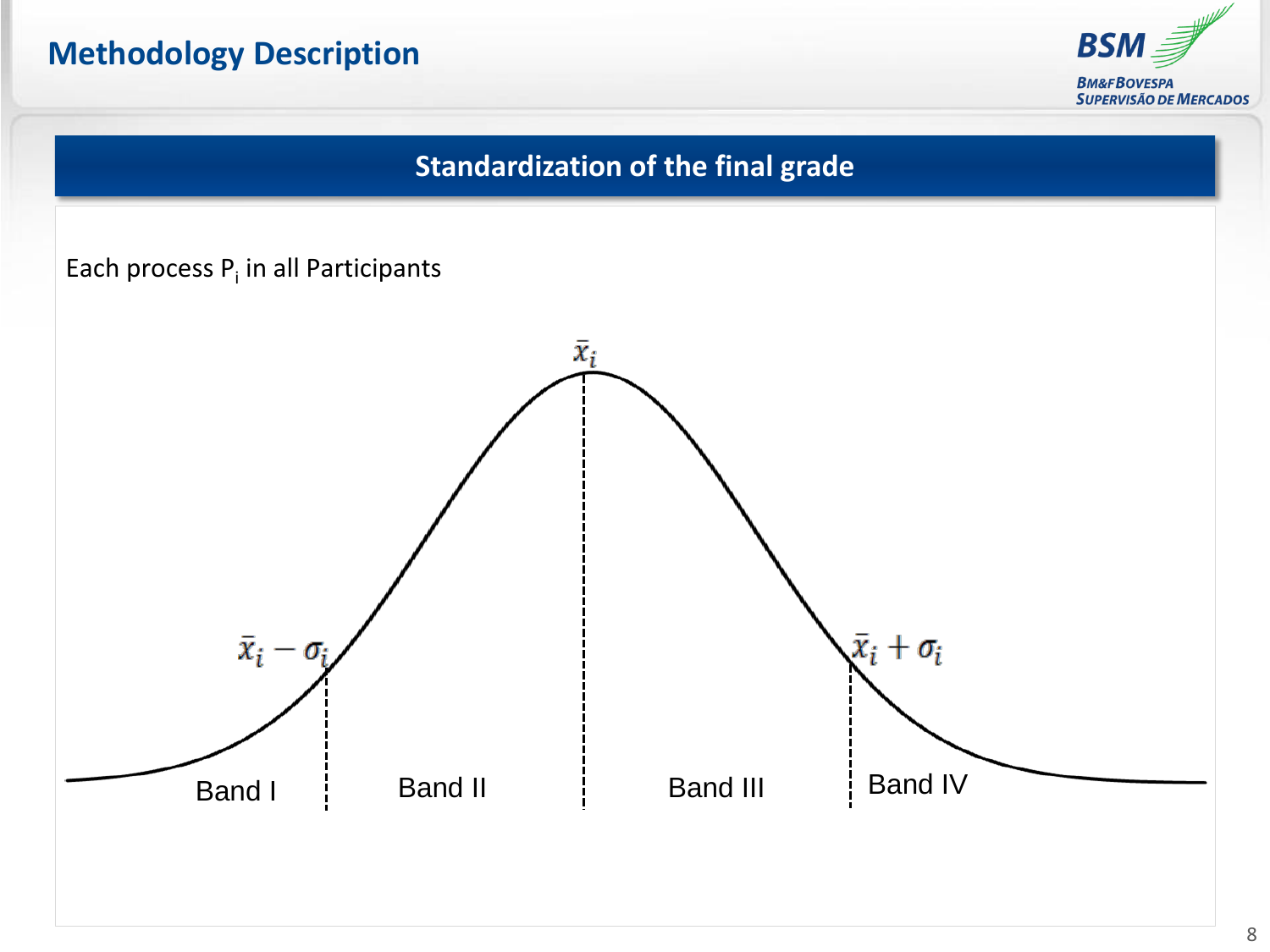# Methodology Description

## Standardization of the final grade

Each process $P_i$ in all Participants

$\bar{x}_i$

$\bar{x}_i - \sigma_i$

$\bar{x}_i + \sigma_i$

Band I

Band II

Band III

Band IV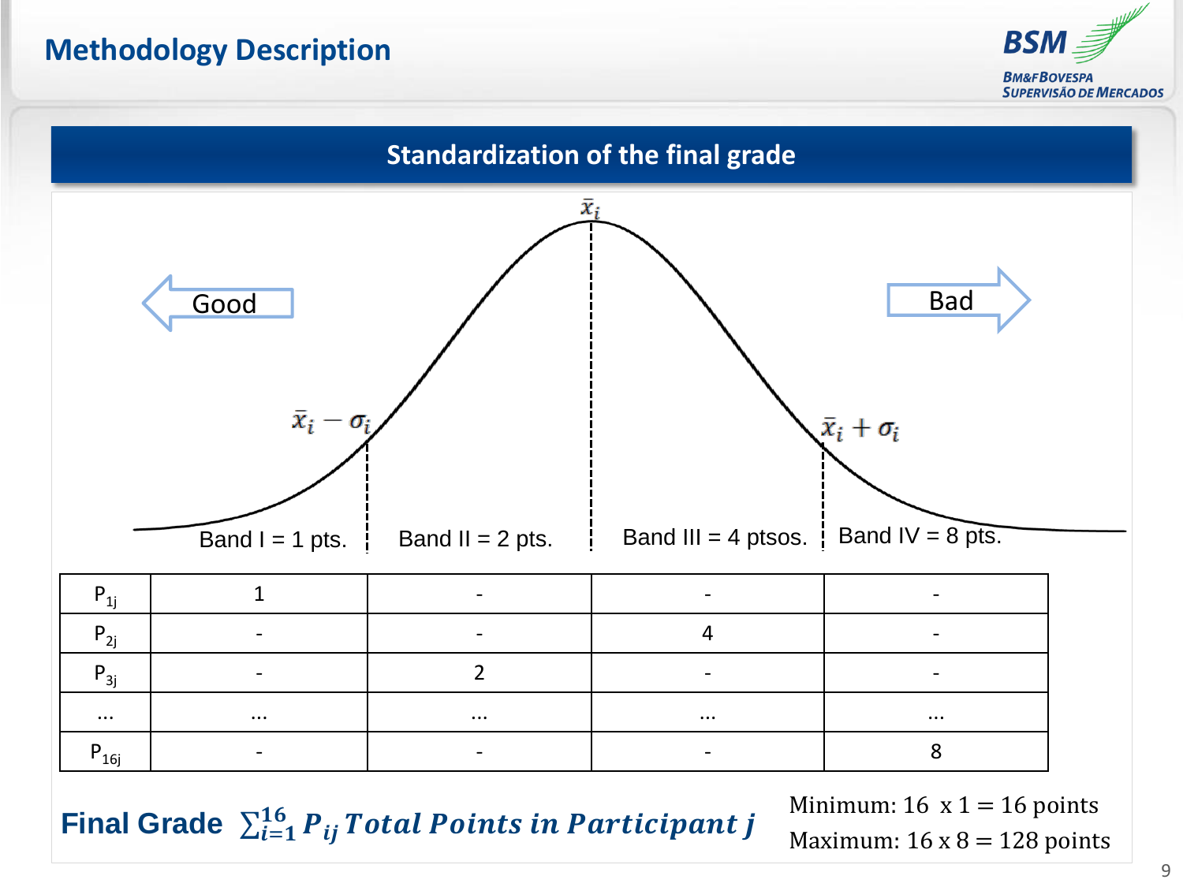## Methodology Description

### Standardization of the final grade

$\bar{x}_i$

Good ← → Bad

$\bar{x}_i - \sigma_i$ | $\bar{x}_i + \sigma_i$

Band I = 1 pts. | Band II = 2 pts. | Band III = 4 ptsos. | Band IV = 8 pts.

| | Band I | Band II | Band III | Band IV |
|---|---|---|---|---|
| $P_{1j}$ | 1 | - | - | - |
| $P_{2j}$ | - | - | 4 | - |
| $P_{3j}$ | - | 2 | - | - |
| ... | ... | ... | ... | ... |
| $P_{16j}$ | - | - | - | 8 |

**Final Grade** $\sum_{i=1}^{16} P_{ij}$ ***Total Points in Participant j***

Minimum: $16 \times 1 = 16$ points

Maximum: $16 \times 8 = 128$ points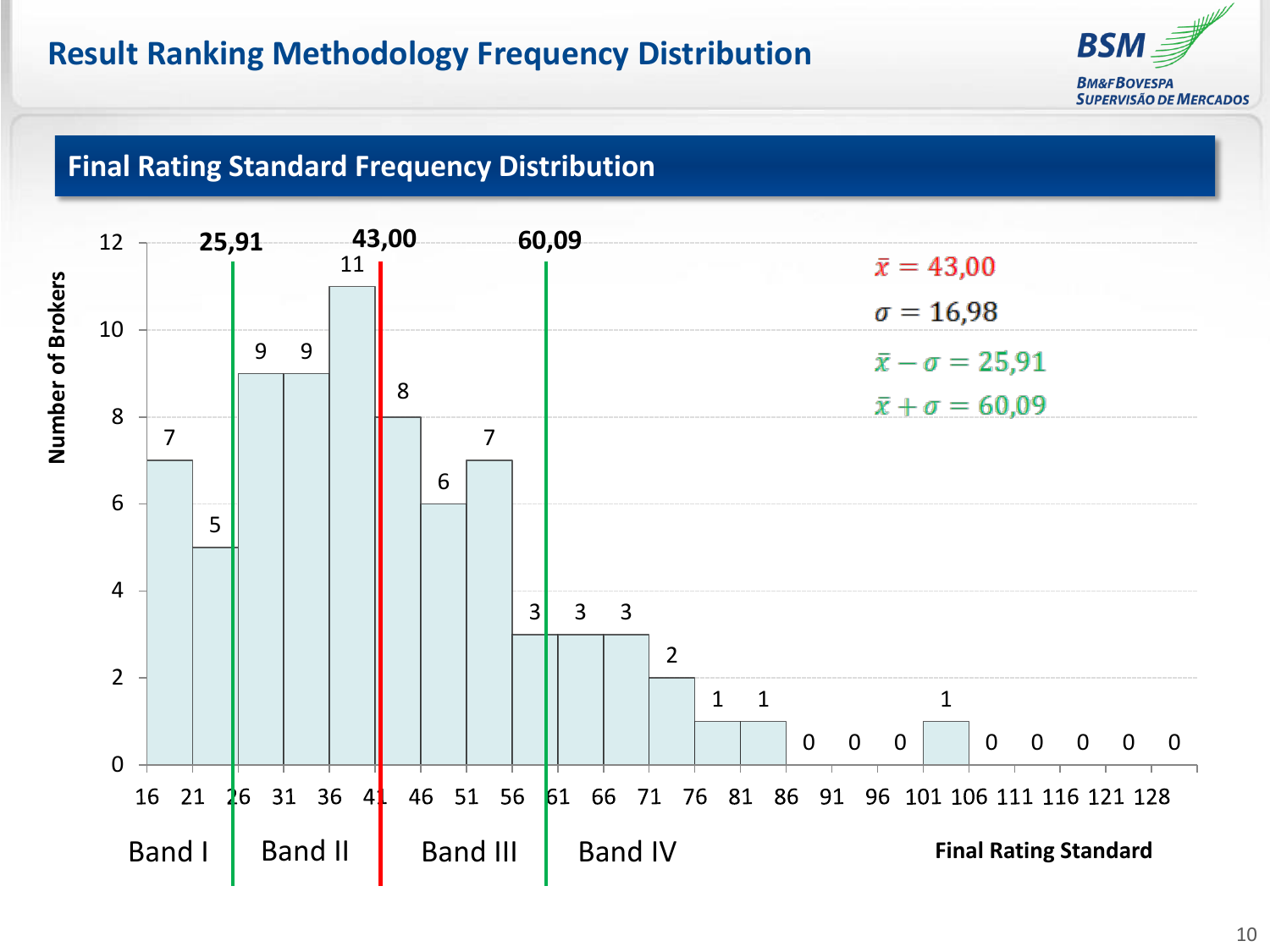# Result Ranking Methodology Frequency Distribution

## Final Rating Standard Frequency Distribution

$\bar{x} = 43{,}00$

$\sigma = 16{,}98$

$\bar{x} - \sigma = 25{,}91$

$\bar{x} + \sigma = 60{,}09$

| Final Rating Standard | Number of Brokers |
|---|---|
| 16 | 7 |
| 21 | 5 |
| 26 | 9 |
| 31 | 9 |
| 36 | 11 |
| 41 | 8 |
| 46 | 6 |
| 51 | 7 |
| 56 | 3 |
| 61 | 3 |
| 66 | 3 |
| 71 | 2 |
| 76 | 1 |
| 81 | 1 |
| 86 | 0 |
| 91 | 0 |
| 96 | 0 |
| 101 | 1 |
| 106 | 0 |
| 111 | 0 |
| 116 | 0 |
| 121 | 0 |
| 128 | 0 |

Band I | Band II | Band III | Band IV

Band limits: 25,91 — 43,00 — 60,09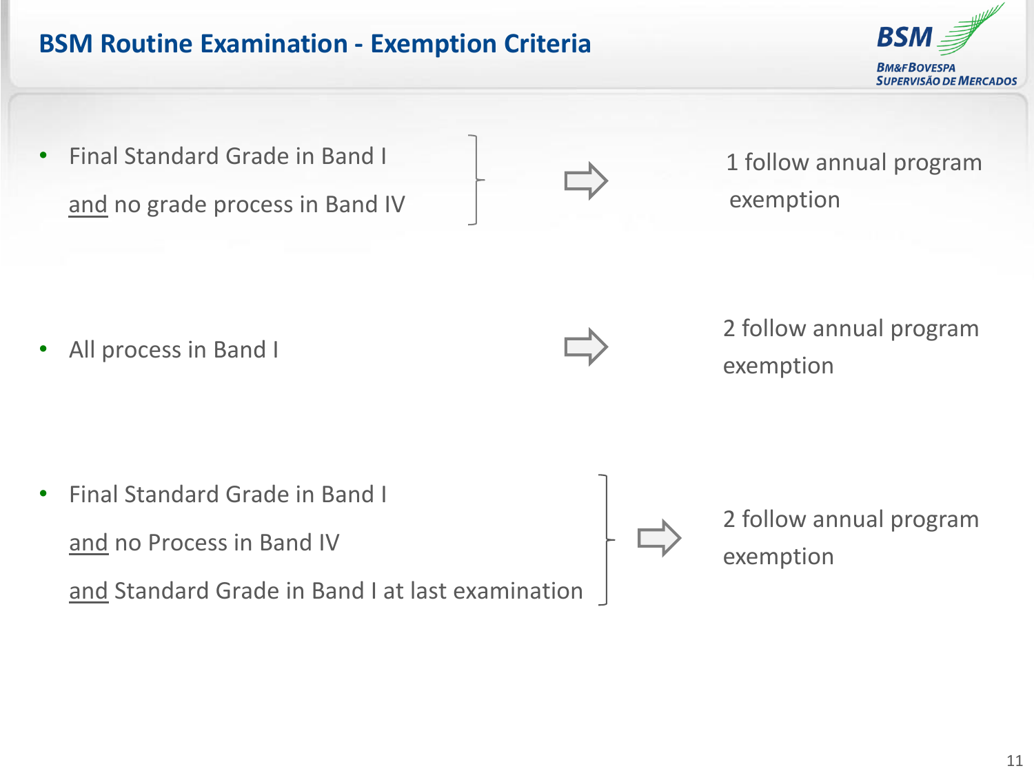# BSM Routine Examination - Exemption Criteria

- Final Standard Grade in Band I
  and no grade process in Band IV
  → 1 follow annual program exemption

- All process in Band I
  → 2 follow annual program exemption

- Final Standard Grade in Band I
  and no Process in Band IV
  and Standard Grade in Band I at last examination
  → 2 follow annual program exemption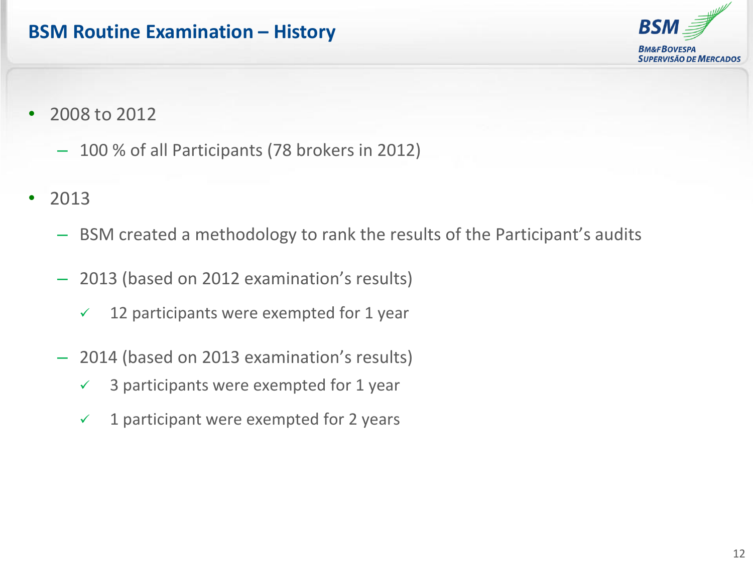# BSM Routine Examination – History

- 2008 to 2012
  - 100 % of all Participants (78 brokers in 2012)
- 2013
  - BSM created a methodology to rank the results of the Participant's audits
  - 2013 (based on 2012 examination's results)
    - ✓ 12 participants were exempted for 1 year
  - 2014 (based on 2013 examination's results)
    - ✓ 3 participants were exempted for 1 year
    - ✓ 1 participant were exempted for 2 years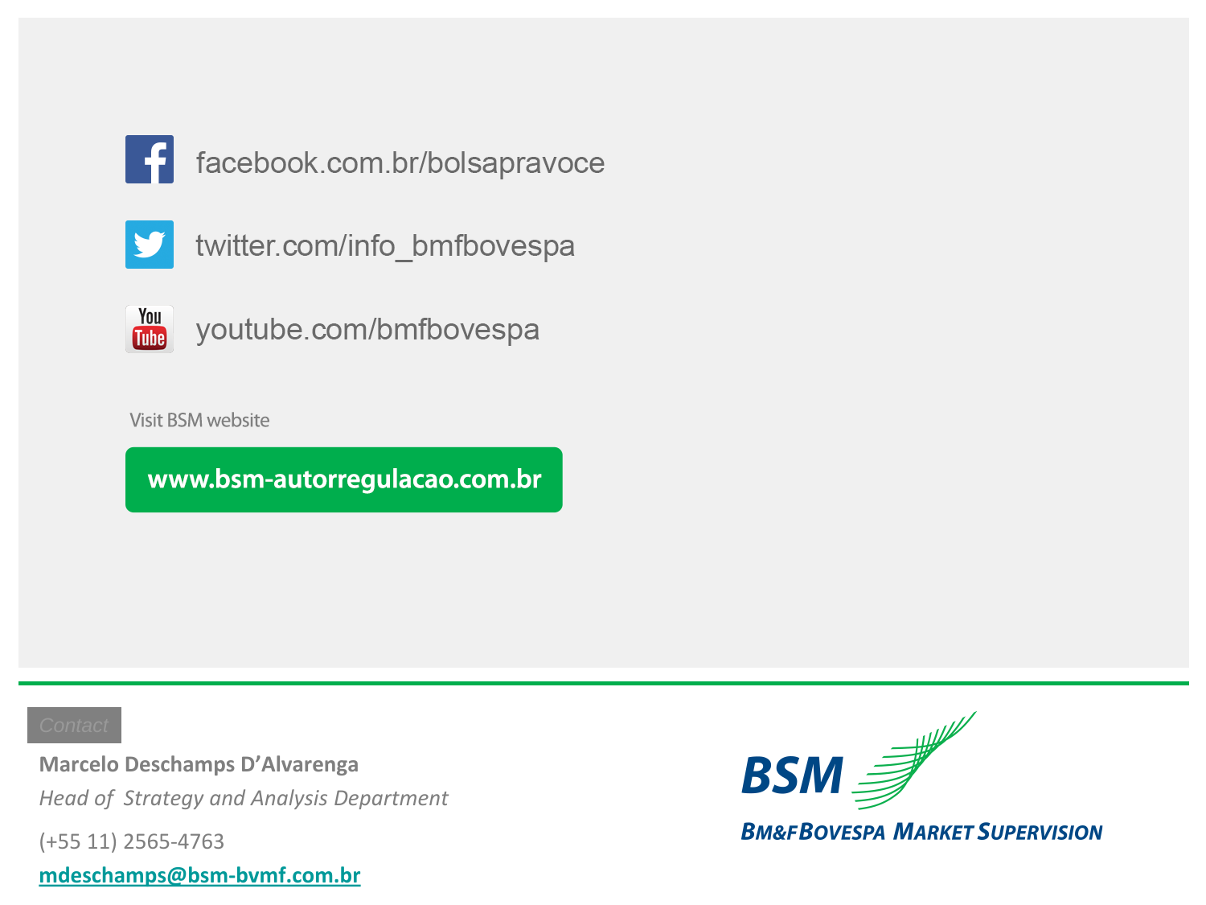facebook.com.br/bolsapravoce

twitter.com/info_bmfbovespa

youtube.com/bmfbovespa

Visit BSM website

**www.bsm-autorregulacao.com.br**

Contact

**Marcelo Deschamps D'Alvarenga**

*Head of Strategy and Analysis Department*

(+55 11) 2565-4763

mdeschamps@bsm-bvmf.com.br

BSM

BM&FBOVESPA MARKET SUPERVISION